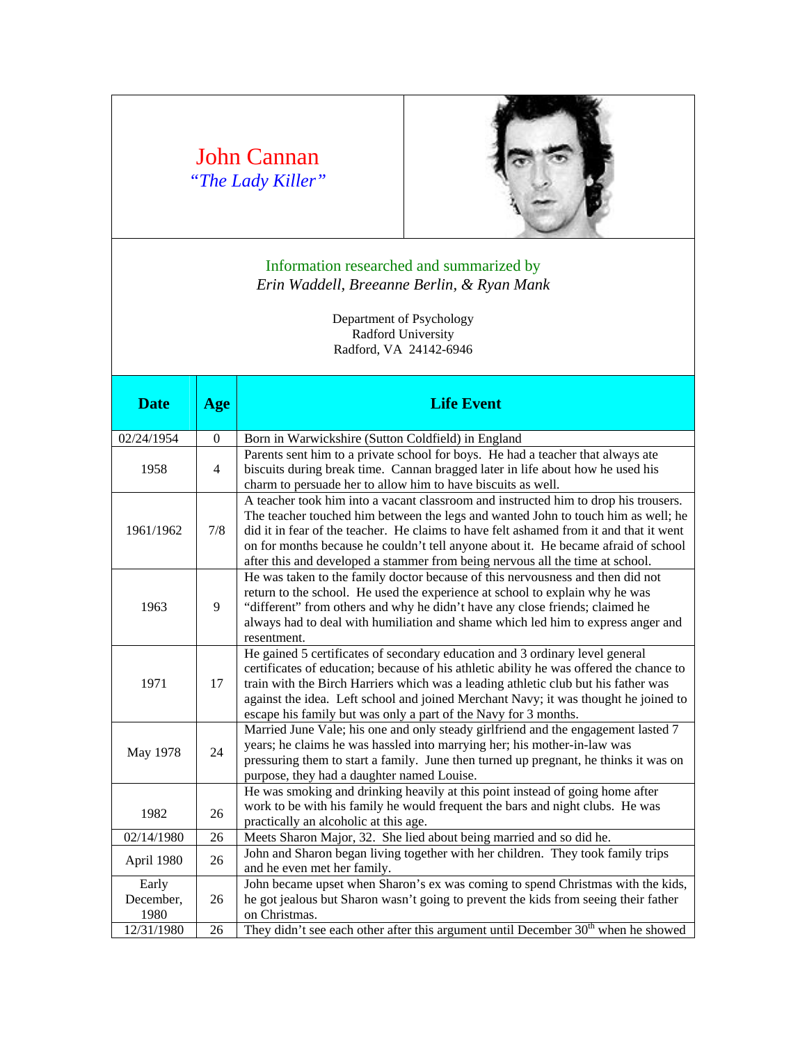# John Cannan

*"The Lady Killer"*

Information researched and summarized by
*Erin Waddell, Breeanne Berlin, & Ryan Mank*

Department of Psychology
Radford University
Radford, VA 24142-6946

| Date | Age | Life Event |
|---|---|---|
| 02/24/1954 | 0 | Born in Warwickshire (Sutton Coldfield) in England |
| 1958 | 4 | Parents sent him to a private school for boys. He had a teacher that always ate biscuits during break time. Cannan bragged later in life about how he used his charm to persuade her to allow him to have biscuits as well. |
| 1961/1962 | 7/8 | A teacher took him into a vacant classroom and instructed him to drop his trousers. The teacher touched him between the legs and wanted John to touch him as well; he did it in fear of the teacher. He claims to have felt ashamed from it and that it went on for months because he couldn't tell anyone about it. He became afraid of school after this and developed a stammer from being nervous all the time at school. |
| 1963 | 9 | He was taken to the family doctor because of this nervousness and then did not return to the school. He used the experience at school to explain why he was "different" from others and why he didn't have any close friends; claimed he always had to deal with humiliation and shame which led him to express anger and resentment. |
| 1971 | 17 | He gained 5 certificates of secondary education and 3 ordinary level general certificates of education; because of his athletic ability he was offered the chance to train with the Birch Harriers which was a leading athletic club but his father was against the idea. Left school and joined Merchant Navy; it was thought he joined to escape his family but was only a part of the Navy for 3 months. |
| May 1978 | 24 | Married June Vale; his one and only steady girlfriend and the engagement lasted 7 years; he claims he was hassled into marrying her; his mother-in-law was pressuring them to start a family. June then turned up pregnant, he thinks it was on purpose, they had a daughter named Louise. |
| 1982 | 26 | He was smoking and drinking heavily at this point instead of going home after work to be with his family he would frequent the bars and night clubs. He was practically an alcoholic at this age. |
| 02/14/1980 | 26 | Meets Sharon Major, 32. She lied about being married and so did he. |
| April 1980 | 26 | John and Sharon began living together with her children. They took family trips and he even met her family. |
| Early December, 1980 | 26 | John became upset when Sharon's ex was coming to spend Christmas with the kids, he got jealous but Sharon wasn't going to prevent the kids from seeing their father on Christmas. |
| 12/31/1980 | 26 | They didn't see each other after this argument until December 30th when he showed |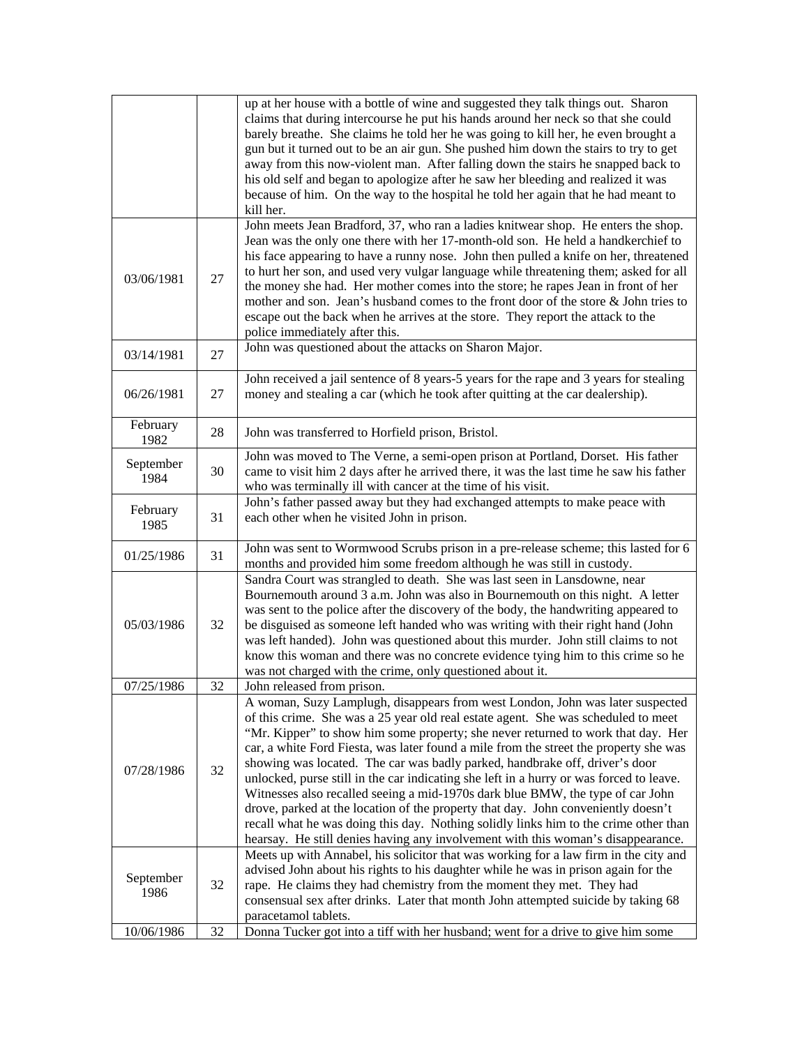| | | |
|---|---|---|
| | | up at her house with a bottle of wine and suggested they talk things out. Sharon claims that during intercourse he put his hands around her neck so that she could barely breathe. She claims he told her he was going to kill her, he even brought a gun but it turned out to be an air gun. She pushed him down the stairs to try to get away from this now-violent man. After falling down the stairs he snapped back to his old self and began to apologize after he saw her bleeding and realized it was because of him. On the way to the hospital he told her again that he had meant to kill her. |
| 03/06/1981 | 27 | John meets Jean Bradford, 37, who ran a ladies knitwear shop. He enters the shop. Jean was the only one there with her 17-month-old son. He held a handkerchief to his face appearing to have a runny nose. John then pulled a knife on her, threatened to hurt her son, and used very vulgar language while threatening them; asked for all the money she had. Her mother comes into the store; he rapes Jean in front of her mother and son. Jean's husband comes to the front door of the store & John tries to escape out the back when he arrives at the store. They report the attack to the police immediately after this. |
| 03/14/1981 | 27 | John was questioned about the attacks on Sharon Major. |
| 06/26/1981 | 27 | John received a jail sentence of 8 years-5 years for the rape and 3 years for stealing money and stealing a car (which he took after quitting at the car dealership). |
| February 1982 | 28 | John was transferred to Horfield prison, Bristol. |
| September 1984 | 30 | John was moved to The Verne, a semi-open prison at Portland, Dorset. His father came to visit him 2 days after he arrived there, it was the last time he saw his father who was terminally ill with cancer at the time of his visit. |
| February 1985 | 31 | John's father passed away but they had exchanged attempts to make peace with each other when he visited John in prison. |
| 01/25/1986 | 31 | John was sent to Wormwood Scrubs prison in a pre-release scheme; this lasted for 6 months and provided him some freedom although he was still in custody. |
| 05/03/1986 | 32 | Sandra Court was strangled to death. She was last seen in Lansdowne, near Bournemouth around 3 a.m. John was also in Bournemouth on this night. A letter was sent to the police after the discovery of the body, the handwriting appeared to be disguised as someone left handed who was writing with their right hand (John was left handed). John was questioned about this murder. John still claims to not know this woman and there was no concrete evidence tying him to this crime so he was not charged with the crime, only questioned about it. |
| 07/25/1986 | 32 | John released from prison. |
| 07/28/1986 | 32 | A woman, Suzy Lamplugh, disappears from west London, John was later suspected of this crime. She was a 25 year old real estate agent. She was scheduled to meet "Mr. Kipper" to show him some property; she never returned to work that day. Her car, a white Ford Fiesta, was later found a mile from the street the property she was showing was located. The car was badly parked, handbrake off, driver's door unlocked, purse still in the car indicating she left in a hurry or was forced to leave. Witnesses also recalled seeing a mid-1970s dark blue BMW, the type of car John drove, parked at the location of the property that day. John conveniently doesn't recall what he was doing this day. Nothing solidly links him to the crime other than hearsay. He still denies having any involvement with this woman's disappearance. |
| September 1986 | 32 | Meets up with Annabel, his solicitor that was working for a law firm in the city and advised John about his rights to his daughter while he was in prison again for the rape. He claims they had chemistry from the moment they met. They had consensual sex after drinks. Later that month John attempted suicide by taking 68 paracetamol tablets. |
| 10/06/1986 | 32 | Donna Tucker got into a tiff with her husband; went for a drive to give him some |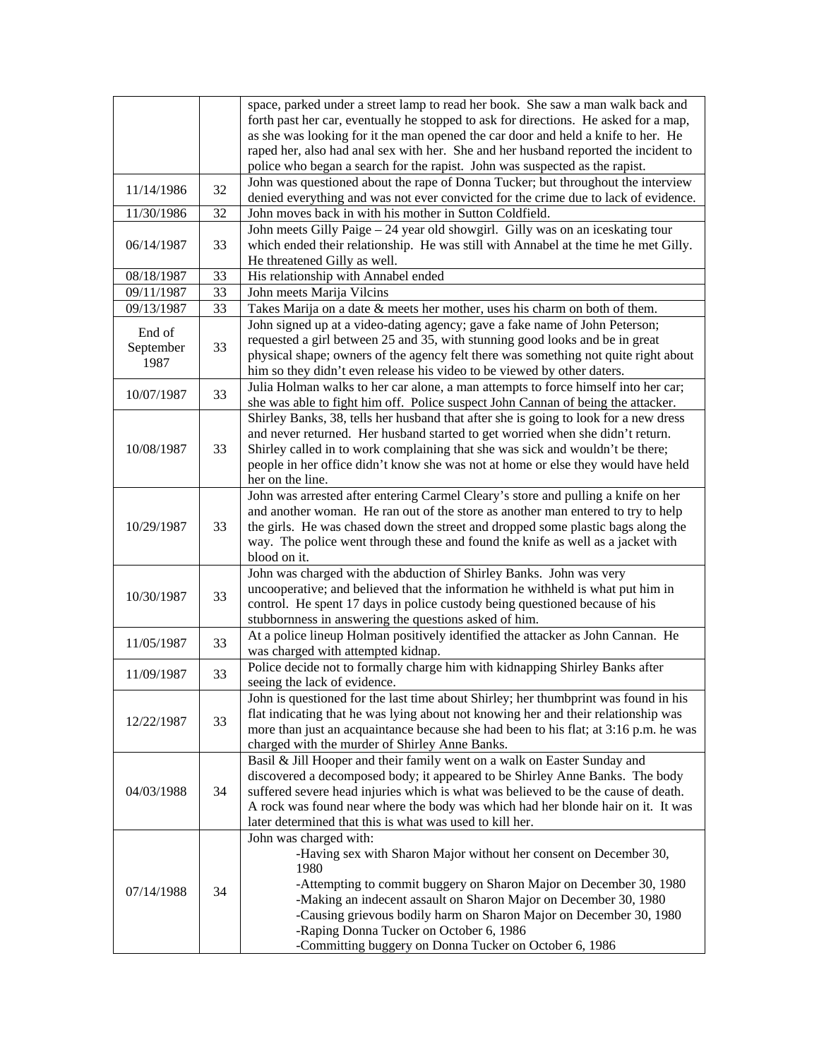| | | |
|---|---|---|
| | | space, parked under a street lamp to read her book. She saw a man walk back and forth past her car, eventually he stopped to ask for directions. He asked for a map, as she was looking for it the man opened the car door and held a knife to her. He raped her, also had anal sex with her. She and her husband reported the incident to police who began a search for the rapist. John was suspected as the rapist. |
| 11/14/1986 | 32 | John was questioned about the rape of Donna Tucker; but throughout the interview denied everything and was not ever convicted for the crime due to lack of evidence. |
| 11/30/1986 | 32 | John moves back in with his mother in Sutton Coldfield. |
| 06/14/1987 | 33 | John meets Gilly Paige – 24 year old showgirl. Gilly was on an iceskating tour which ended their relationship. He was still with Annabel at the time he met Gilly. He threatened Gilly as well. |
| 08/18/1987 | 33 | His relationship with Annabel ended |
| 09/11/1987 | 33 | John meets Marija Vilcins |
| 09/13/1987 | 33 | Takes Marija on a date & meets her mother, uses his charm on both of them. |
| End of September 1987 | 33 | John signed up at a video-dating agency; gave a fake name of John Peterson; requested a girl between 25 and 35, with stunning good looks and be in great physical shape; owners of the agency felt there was something not quite right about him so they didn't even release his video to be viewed by other daters. |
| 10/07/1987 | 33 | Julia Holman walks to her car alone, a man attempts to force himself into her car; she was able to fight him off. Police suspect John Cannan of being the attacker. |
| 10/08/1987 | 33 | Shirley Banks, 38, tells her husband that after she is going to look for a new dress and never returned. Her husband started to get worried when she didn't return. Shirley called in to work complaining that she was sick and wouldn't be there; people in her office didn't know she was not at home or else they would have held her on the line. |
| 10/29/1987 | 33 | John was arrested after entering Carmel Cleary's store and pulling a knife on her and another woman. He ran out of the store as another man entered to try to help the girls. He was chased down the street and dropped some plastic bags along the way. The police went through these and found the knife as well as a jacket with blood on it. |
| 10/30/1987 | 33 | John was charged with the abduction of Shirley Banks. John was very uncooperative; and believed that the information he withheld is what put him in control. He spent 17 days in police custody being questioned because of his stubbornness in answering the questions asked of him. |
| 11/05/1987 | 33 | At a police lineup Holman positively identified the attacker as John Cannan. He was charged with attempted kidnap. |
| 11/09/1987 | 33 | Police decide not to formally charge him with kidnapping Shirley Banks after seeing the lack of evidence. |
| 12/22/1987 | 33 | John is questioned for the last time about Shirley; her thumbprint was found in his flat indicating that he was lying about not knowing her and their relationship was more than just an acquaintance because she had been to his flat; at 3:16 p.m. he was charged with the murder of Shirley Anne Banks. |
| 04/03/1988 | 34 | Basil & Jill Hooper and their family went on a walk on Easter Sunday and discovered a decomposed body; it appeared to be Shirley Anne Banks. The body suffered severe head injuries which is what was believed to be the cause of death. A rock was found near where the body was which had her blonde hair on it. It was later determined that this is what was used to kill her. |
| 07/14/1988 | 34 | John was charged with:<br>-Having sex with Sharon Major without her consent on December 30, 1980<br>-Attempting to commit buggery on Sharon Major on December 30, 1980<br>-Making an indecent assault on Sharon Major on December 30, 1980<br>-Causing grievous bodily harm on Sharon Major on December 30, 1980<br>-Raping Donna Tucker on October 6, 1986<br>-Committing buggery on Donna Tucker on October 6, 1986 |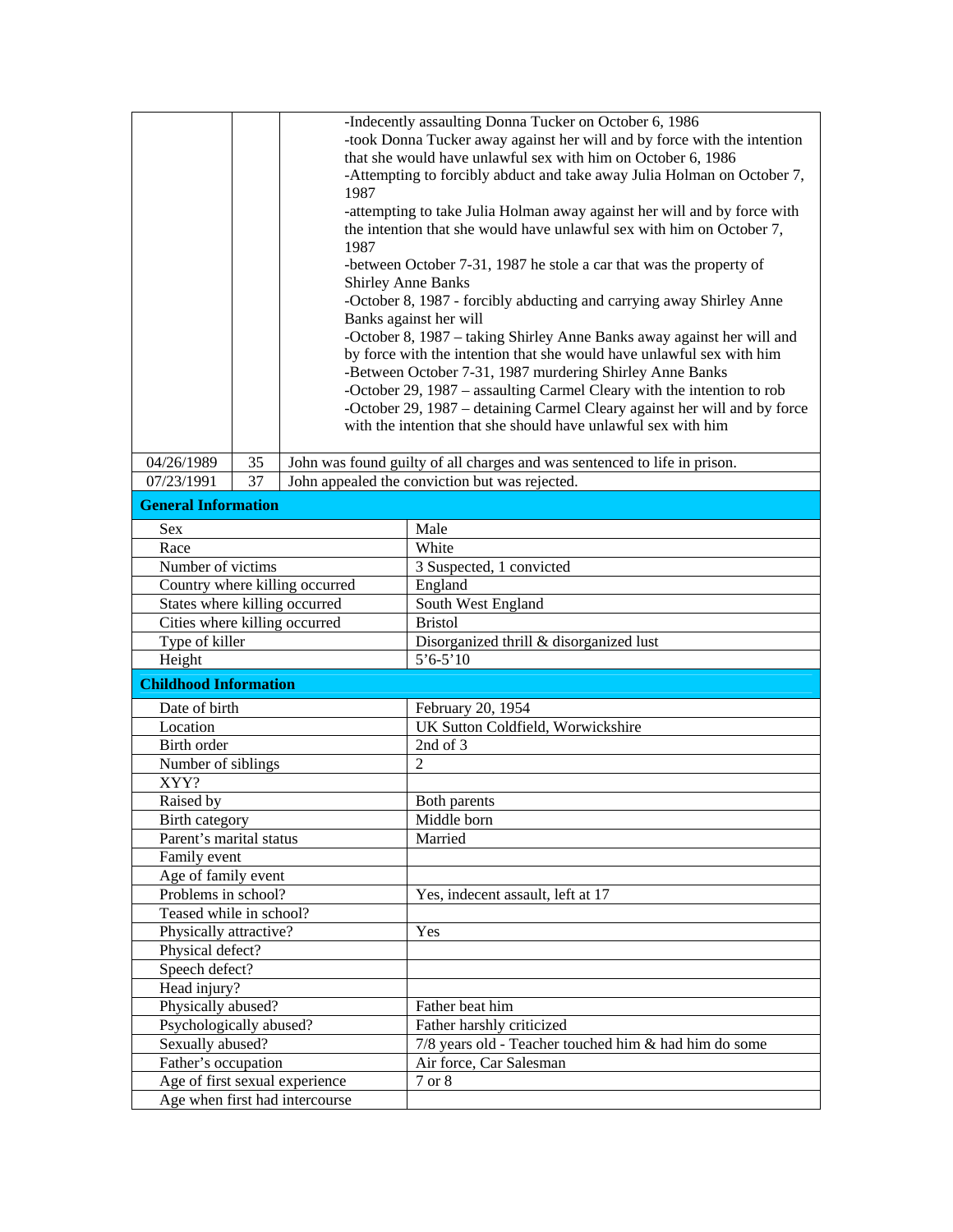| | | |
|---|---|---|
| | | -Indecently assaulting Donna Tucker on October 6, 1986<br>-took Donna Tucker away against her will and by force with the intention that she would have unlawful sex with him on October 6, 1986<br>-Attempting to forcibly abduct and take away Julia Holman on October 7, 1987<br>-attempting to take Julia Holman away against her will and by force with the intention that she would have unlawful sex with him on October 7, 1987<br>-between October 7-31, 1987 he stole a car that was the property of Shirley Anne Banks<br>-October 8, 1987 - forcibly abducting and carrying away Shirley Anne Banks against her will<br>-October 8, 1987 – taking Shirley Anne Banks away against her will and by force with the intention that she would have unlawful sex with him<br>-Between October 7-31, 1987 murdering Shirley Anne Banks<br>-October 29, 1987 – assaulting Carmel Cleary with the intention to rob<br>-October 29, 1987 – detaining Carmel Cleary against her will and by force with the intention that she should have unlawful sex with him |
| 04/26/1989 | 35 | John was found guilty of all charges and was sentenced to life in prison. |
| 07/23/1991 | 37 | John appealed the conviction but was rejected. |

| **General Information** | |
|---|---|
| Sex | Male |
| Race | White |
| Number of victims | 3 Suspected, 1 convicted |
| Country where killing occurred | England |
| States where killing occurred | South West England |
| Cities where killing occurred | Bristol |
| Type of killer | Disorganized thrill & disorganized lust |
| Height | 5'6-5'10 |

| **Childhood Information** | |
|---|---|
| Date of birth | February 20, 1954 |
| Location | UK Sutton Coldfield, Worwickshire |
| Birth order | 2nd of 3 |
| Number of siblings | 2 |
| XYY? | |
| Raised by | Both parents |
| Birth category | Middle born |
| Parent's marital status | Married |
| Family event | |
| Age of family event | |
| Problems in school? | Yes, indecent assault, left at 17 |
| Teased while in school? | |
| Physically attractive? | Yes |
| Physical defect? | |
| Speech defect? | |
| Head injury? | |
| Physically abused? | Father beat him |
| Psychologically abused? | Father harshly criticized |
| Sexually abused? | 7/8 years old - Teacher touched him & had him do some |
| Father's occupation | Air force, Car Salesman |
| Age of first sexual experience | 7 or 8 |
| Age when first had intercourse | |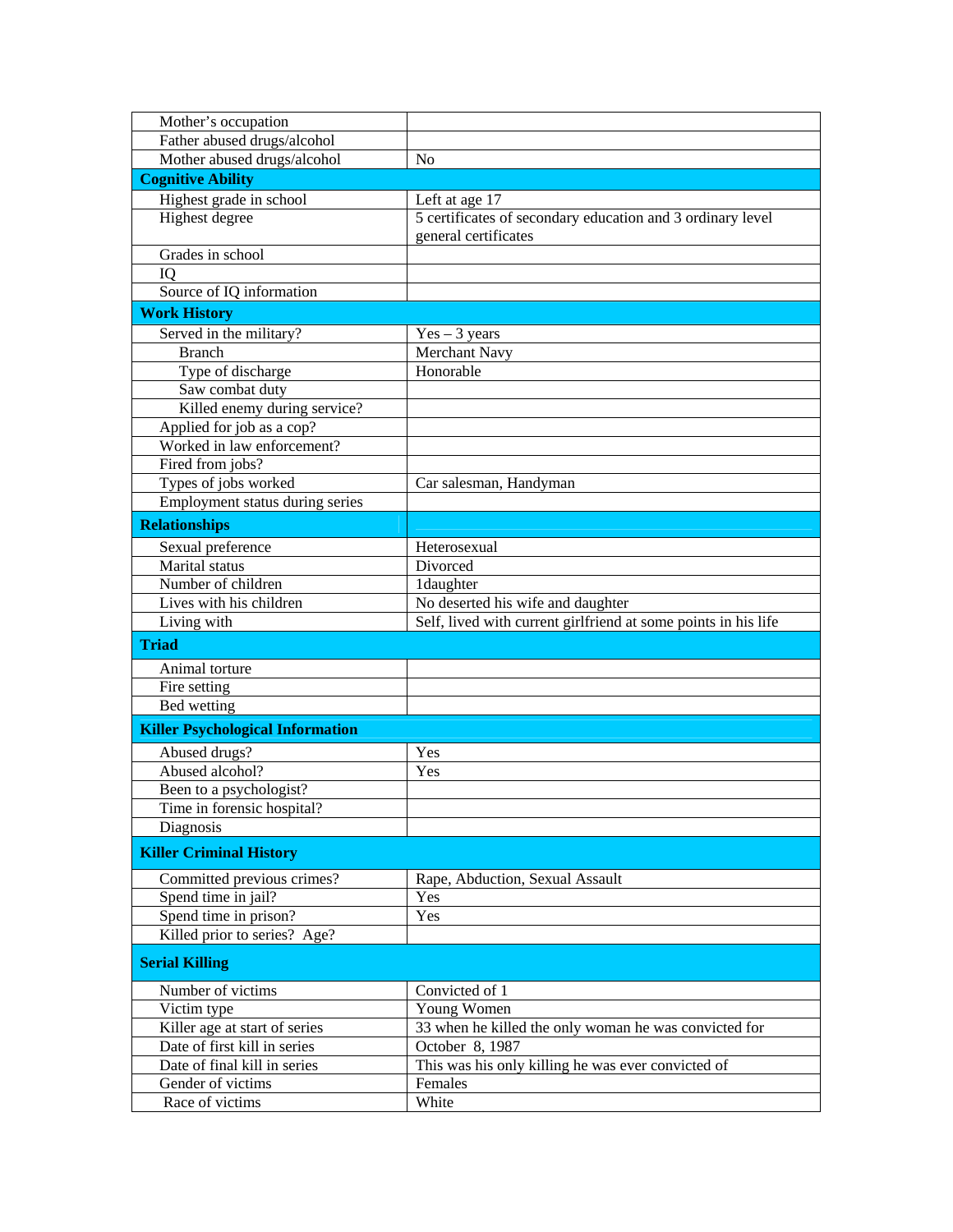| | |
|---|---|
| Mother's occupation | |
| Father abused drugs/alcohol | |
| Mother abused drugs/alcohol | No |
| **Cognitive Ability** | |
| Highest grade in school | Left at age 17 |
| Highest degree | 5 certificates of secondary education and 3 ordinary level general certificates |
| Grades in school | |
| IQ | |
| Source of IQ information | |
| **Work History** | |
| Served in the military? | Yes – 3 years |
| Branch | Merchant Navy |
| Type of discharge | Honorable |
| Saw combat duty | |
| Killed enemy during service? | |
| Applied for job as a cop? | |
| Worked in law enforcement? | |
| Fired from jobs? | |
| Types of jobs worked | Car salesman, Handyman |
| Employment status during series | |
| **Relationships** | |
| Sexual preference | Heterosexual |
| Marital status | Divorced |
| Number of children | 1daughter |
| Lives with his children | No deserted his wife and daughter |
| Living with | Self, lived with current girlfriend at some points in his life |
| **Triad** | |
| Animal torture | |
| Fire setting | |
| Bed wetting | |
| **Killer Psychological Information** | |
| Abused drugs? | Yes |
| Abused alcohol? | Yes |
| Been to a psychologist? | |
| Time in forensic hospital? | |
| Diagnosis | |
| **Killer Criminal History** | |
| Committed previous crimes? | Rape, Abduction, Sexual Assault |
| Spend time in jail? | Yes |
| Spend time in prison? | Yes |
| Killed prior to series? Age? | |
| **Serial Killing** | |
| Number of victims | Convicted of 1 |
| Victim type | Young Women |
| Killer age at start of series | 33 when he killed the only woman he was convicted for |
| Date of first kill in series | October 8, 1987 |
| Date of final kill in series | This was his only killing he was ever convicted of |
| Gender of victims | Females |
| Race of victims | White |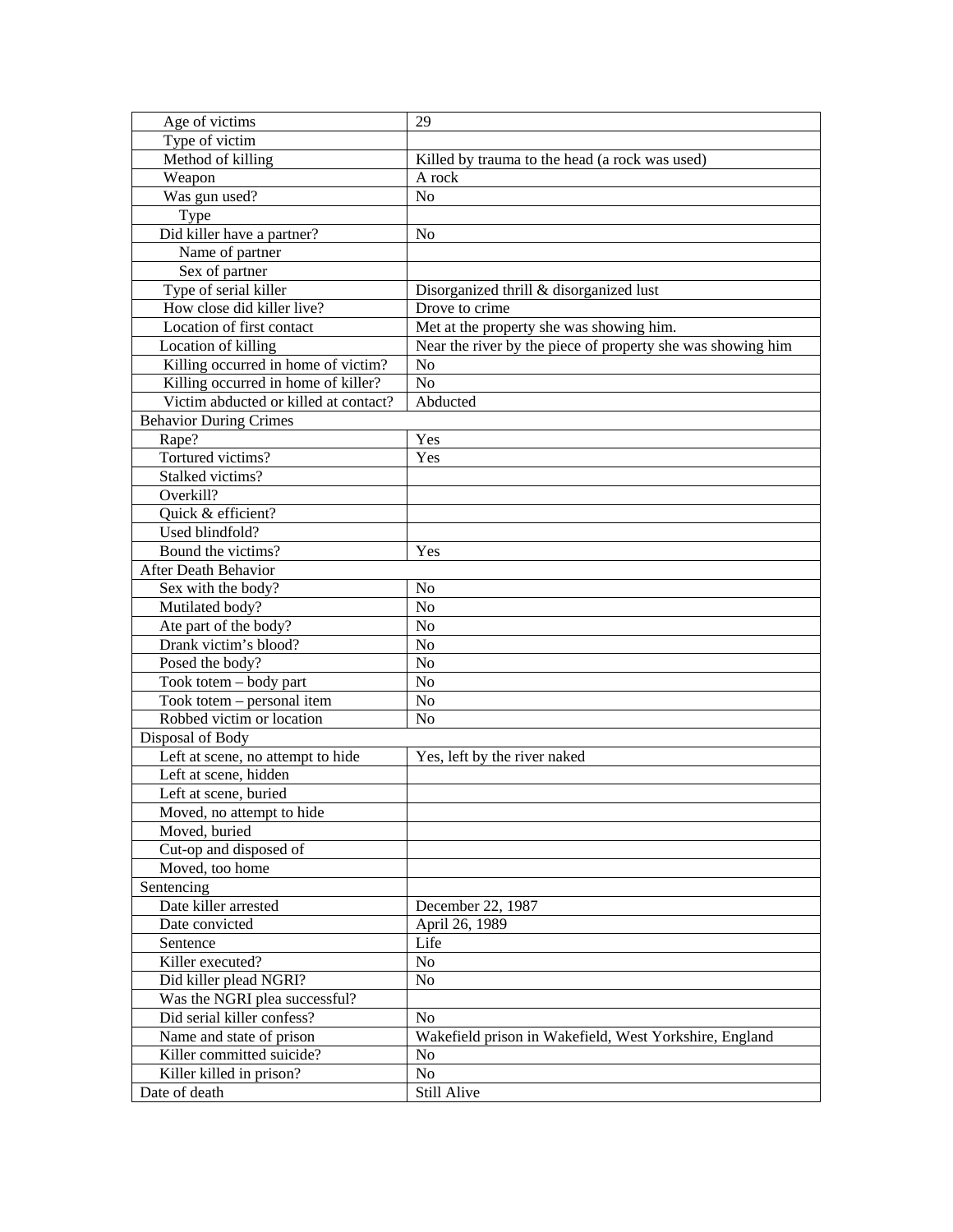| | |
|---|---|
| Age of victims | 29 |
| Type of victim | |
| Method of killing | Killed by trauma to the head (a rock was used) |
| Weapon | A rock |
| Was gun used? | No |
| Type | |
| Did killer have a partner? | No |
| Name of partner | |
| Sex of partner | |
| Type of serial killer | Disorganized thrill & disorganized lust |
| How close did killer live? | Drove to crime |
| Location of first contact | Met at the property she was showing him. |
| Location of killing | Near the river by the piece of property she was showing him |
| Killing occurred in home of victim? | No |
| Killing occurred in home of killer? | No |
| Victim abducted or killed at contact? | Abducted |
| Behavior During Crimes | |
| Rape? | Yes |
| Tortured victims? | Yes |
| Stalked victims? | |
| Overkill? | |
| Quick & efficient? | |
| Used blindfold? | |
| Bound the victims? | Yes |
| After Death Behavior | |
| Sex with the body? | No |
| Mutilated body? | No |
| Ate part of the body? | No |
| Drank victim's blood? | No |
| Posed the body? | No |
| Took totem – body part | No |
| Took totem – personal item | No |
| Robbed victim or location | No |
| Disposal of Body | |
| Left at scene, no attempt to hide | Yes, left by the river naked |
| Left at scene, hidden | |
| Left at scene, buried | |
| Moved, no attempt to hide | |
| Moved, buried | |
| Cut-op and disposed of | |
| Moved, too home | |
| Sentencing | |
| Date killer arrested | December 22, 1987 |
| Date convicted | April 26, 1989 |
| Sentence | Life |
| Killer executed? | No |
| Did killer plead NGRI? | No |
| Was the NGRI plea successful? | |
| Did serial killer confess? | No |
| Name and state of prison | Wakefield prison in Wakefield, West Yorkshire, England |
| Killer committed suicide? | No |
| Killer killed in prison? | No |
| Date of death | Still Alive |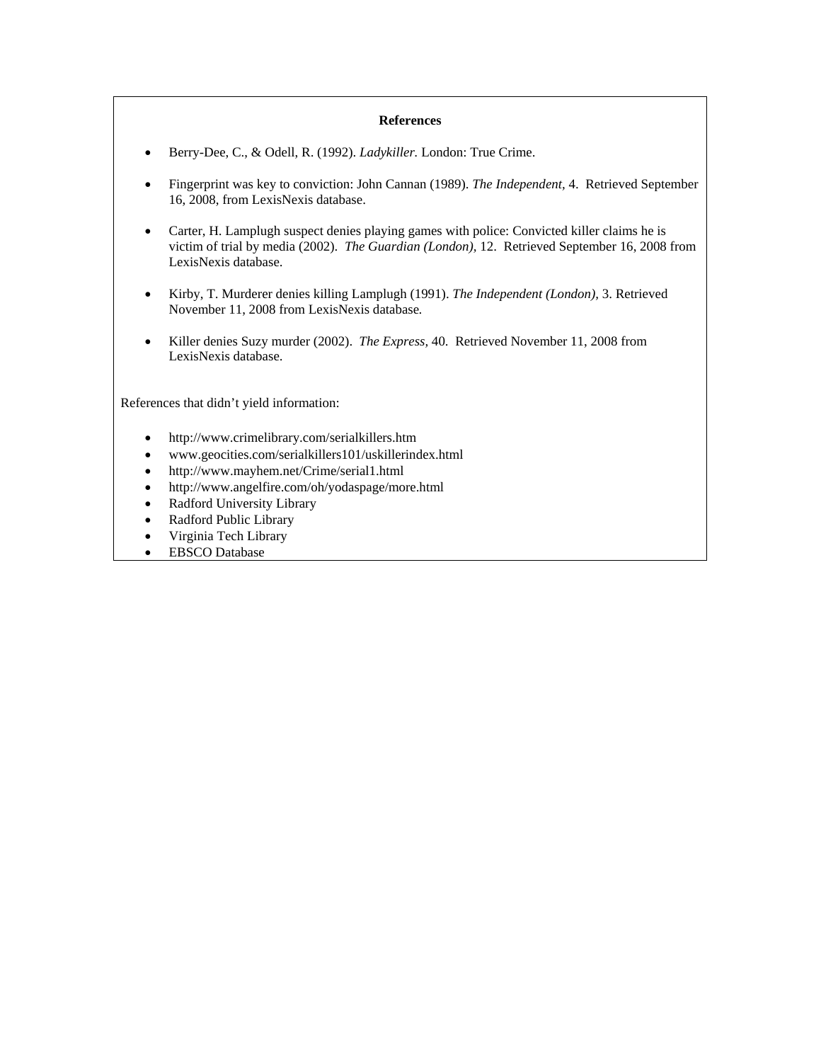**References**

- Berry-Dee, C., & Odell, R. (1992). *Ladykiller.* London: True Crime.

- Fingerprint was key to conviction: John Cannan (1989). *The Independent,* 4. Retrieved September 16, 2008, from LexisNexis database.

- Carter, H. Lamplugh suspect denies playing games with police: Convicted killer claims he is victim of trial by media (2002). *The Guardian (London),* 12. Retrieved September 16, 2008 from LexisNexis database.

- Kirby, T. Murderer denies killing Lamplugh (1991). *The Independent (London),* 3. Retrieved November 11, 2008 from LexisNexis database.

- Killer denies Suzy murder (2002). *The Express,* 40. Retrieved November 11, 2008 from LexisNexis database.

References that didn't yield information:

- http://www.crimelibrary.com/serialkillers.htm
- www.geocities.com/serialkillers101/uskillerindex.html
- http://www.mayhem.net/Crime/serial1.html
- http://www.angelfire.com/oh/yodaspage/more.html
- Radford University Library
- Radford Public Library
- Virginia Tech Library
- EBSCO Database